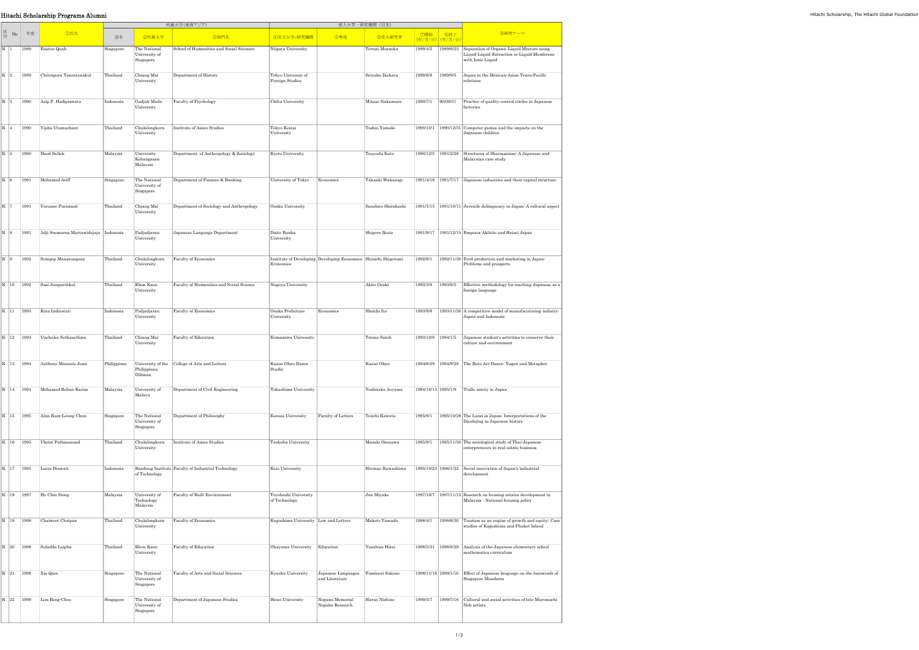# Hitachi Scholarship Programs Alumni

| 区分 | No | 年度 | ①氏名 | 所属大学(東南アジア) | | | 受入大学・研究機関(日本) | | | | | ⑨研究テーマ |
|---|---|---|---|---|---|---|---|---|---|---|---|---|
| | | | | 国名 | ②所属大学 | ③部門名 | ④受入大学・研究機関 | ⑤専攻 | ⑥受入研究者 | ⑦開始(年/月/日) | ⑧終了(年/月/日) | |
| K | 1 | 1989 | Euston Quah | Singapore | The National University of Singapore | School of Humanities and Social Sciences | Niigata University | | Teruzo Muraoka | 1989/4/5 | 1989/6/23 | Separation of Organic Liquid Mixture using Liquid-Liquid Extraction or Liquid Membrane with Ionic Liquid |
| K | 2 | 1989 | Chitraporn Tanratanakul | Thailand | Chiang Mai University | Department of History | Tokyo Universiy of Foreign Studies | | Setsuho Ikehata | 1989/6/6 | 1989/9/5 | Japan in the Mexican-Asian Trans-Pacific relations |
| K | 3 | 1990 | Asip F. Hadipranata | Indonesia | Gadjah Mada University | Faculty of Psychology | Chiba University | | Mitsuo Nakamura | 1990/7/1 | 90/09/31 | Practice of quality control circles in Japanese factories |
| K | 4 | 1990 | Vipha Utamachant | Thailand | Chulalongkorn University | Institute of Asian Studies | Tokyo Keizai University | | Toshio Yamaki | 1990/10/1 | 1990/12/31 | Computer games and the impacts on the Japanese children |
| K | 5 | 1990 | Hood Salleh | Malaysia | University Kebangsaan Malaysia | Department. of Anthropology & Sociology | Kyoto University | | Tsuyoshi Kato | 1990/12/5 | 1991/2/28 | Structures of Sharmanism: A Japanese and Malaysian case study |
| K | 6 | 1991 | Mohamed Ariff | Singapore | The National University of Singapore | Department of Finance & Banking | University of Tokyo | Economics | Takaaki Wakasugi | 1991/4/18 | 1991/7/17 | Japanese industries and their capital structure |
| K | 7 | 1991 | Varunee Purisinsit | Thailand | Chiang Mai University | Department of Sociology and Anthropology | Osaka University | | Sanshiro Shirakashi | 1991/7/15 | 1991/10/11 | Juvenile delinquency in Japan: A cultural aspect |
| K | 8 | 1991 | Adji Soemarna Martawidajaja | Indonesia | Padjadjaran University | Japanese Language Department | Daito Bunka University | | Shigeru Ikuta | 1991/9/17 | 1991/12/15 | Emperor Akihito and Heisei Japan |
| K | 9 | 1992 | Sompop Manarungsan | Thailand | Chulalongkorn University | Faculty of Economics | Institute of Developing Economics | Developing Economics | Shinichi Shigetomi | 1992/9/1 | 1992/11/30 | Food production and marketing in Japan: Problems and prospects |
| K | 10 | 1992 | Sasi Jungsatitkul | Thailand | Khon Kaen University | Faculty of Humanities and Social Science | Nagoya University | | Akito Ozaki | 1993/3/8 | 1993/6/5 | Effective methodology for teaching Japanese as a foreign language |
| K | 11 | 1993 | Rina Indiastuti | Indonesia | Padjadjaran University | Faculty of Economics | Osaka Prefecture University | Economics | Shoichi Ito | 1993/9/6 | 1993/11/30 | A competitive model of manufacuturing indistry: Japan and Indonesia |
| K | 12 | 1993 | Unchalee Sethasathien | Thailand | Chiang Mai University | Faculty of Education | Komazawa University | | Tetsuo Satoh | 1993/10/9 | 1994/1/5 | Japanese student's activities to conserve their culture and environment |
| K | 13 | 1994 | Anthony Manauis Juan | Philippines | University of the Philippines, Diliman | College of Arts and Letters | Kazuo Ohno Dance Studio | | Kazuo Ohno | 1994/6/29 | 1994/9/28 | The Buto Art-Dance: Yugen and Metaphor |
| K | 14 | 1994 | Mohamed Rehan Karim | Malaysia | University of Malaya | Department of Civil Engineering | Tokushima University | | Yoshitaka Aoyama | 1994/10/13 | 1995/1/9 | Trafic satety in Japan |
| K | 15 | 1995 | Alan Kam-Leung Chan | Singapore | The National University of Singapore | Department of Philosophy | Kansai University | Faculty of Letters | Teiichi Kawata | 1995/8/1 | 1995/10/28 | The Laozi in Japan: Interpretations of the Daodejing in Japanese history |
| K | 16 | 1995 | Ukrist Pathmanand | Thailand | Chulalongkorn University | Institute of Asian Studies | Tsukuba University | | Masaki Onozawa | 1995/9/1 | 1995/11/30 | The sociological study of Thai-Japanese enterpreneurs in real estate business |
| K | 17 | 1995 | Lucia Diawati | Indonesia | Bandung Institute of Technology | Faculty of Industrial Technology | Keio University | | Hirozao Kawashima | 1995/10/23 | 1996/1/22 | Social innovation of Japan's industrial development |
| K | 18 | 1997 | Ho Chin Siong | Malaysia | University of Technology Malaysia | Faculty of Built Environment | Toyohashi University of Technology | | Jun Miyake | 1997/10/7 | 1997/11/15 | Research on housing estates development in Malaysia - National housing policy |
| K | 19 | 1998 | Chaiwoot Chaipan | Thailand | Chulalongkorn University | Faculty of Economics | Kagoshima University | Low and Letters | Makoto Yamada | 1998/4/1 | 1998/6/30 | Tourism as an engine of growth and equity: Case studies of Kagoshima and Phuket Island |
| K | 20 | 1998 | Suladda Loipha | Thailand | Khon Kaen University | Faculty of Education | Okayama University | Education | Yasuhisa Hirai | 1998/5/31 | 1998/8/28 | Analysis of the Japanese elementary school mathematics curriculum |
| K | 21 | 1998 | Xia Qian | Singapore | The National University of Singapore | Faculty of Arts and Social Sciences | Kyushu University | Japanese Languages and Literature | Fuminori Sakono | 1998/11/16 | 1999/1/10 | Effect of Japanese language on the loanwords of Singapore Mandarin |
| K | 22 | 1999 | Lim Beng-Choo | Singapore | The National University of Singapore | Department of Japanese Studies | Hosei University | Nogami Memorial Nogaku Research | Haruo Nishino | 1999/5/7 | 1999/7/16 | Cultural and social activities of late Muromachi Noh artists |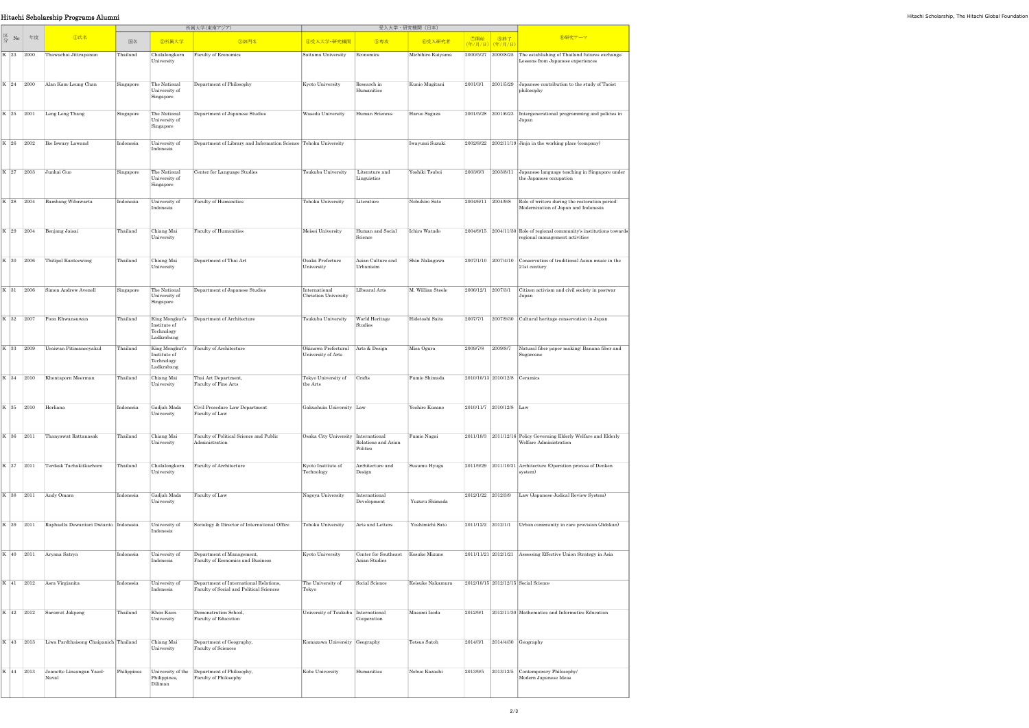# Hitachi Scholarship Programs Alumni

| 区分 | No | 年度 | ①氏名 | 所属大学（東南アジア） | | | 受入大学・研究機関（日本） | | | | | ⑨研究テーマ |
|---|---|---|---|---|---|---|---|---|---|---|---|---|
| | | | | 国名 | ②所属大学 | ③部門名 | ④受入大学･研究機関 | ⑤専攻 | ⑥受入研究者 | ⑦開始(年/月/日) | ⑧終了(年/月/日) | |
| K | 23 | 2000 | Thawachai Jittrapanun | Thailand | Chulalongkorn University | Faculty of Economics | Saitama University | Economics | Michihiro Kaiyama | 2000/5/27 | 2000/8/25 | The establishing of Thailand futures exchange-Lessons from Japanese experiences |
| K | 24 | 2000 | Alan Kam-Leung Chan | Singapore | The National University of Singapore | Department of Philosophy | Kyoto University | Research in Humanities | Kunio Mugitani | 2001/3/1 | 2001/5/29 | Japanese contribution to the study of Taoist philosophy |
| K | 25 | 2001 | Leng Leng Thang | Singapore | The National University of Singapore | Department of Japanese Studies | Waseda University | Human Sciences | Haruo Sagaza | 2001/5/28 | 2001/6/23 | Intergenerational programming and policies in Japan |
| K | 26 | 2002 | Ike Iswary Lawand | Indonesia | University of Indonesia | Department of Library and Information Science | Tohoku University | | Iwayumi Suzuki | 2002/8/22 | 2002/11/19 | Jinja in the working place (company) |
| K | 27 | 2003 | Junhai Guo | Singapore | The National University of Singapore | Center for Language Studies | Tsukuba University | Literature and Linguistics | Yoshiki Tsuboi | 2003/6/3 | 2003/8/11 | Japanese language teaching in Singapore under the Japanese occupation |
| K | 28 | 2004 | Bambang Wibawarta | Indonesia | University of Indonesia | Faculty of Humanities | Tohoku University | Literature | Nobuhiro Sato | 2004/6/11 | 2004/9/8 | Role of writers during the restoration period: Modernization of Japan and Indonesia |
| K | 29 | 2004 | Benjang Jaisai | Thailand | Chiang Mai University | Faculty of Humanities | Meisei University | Human and Social Science | Ichiro Watado | 2004/9/15 | 2004/11/30 | Role of regional community's institutions towards regional management activities |
| K | 30 | 2006 | Thitipol Kanteewong | Thailand | Chiang Mai University | Department of Thai Art | Osaka Prefecture University | Asian Culture and Urbanism | Shin Nakagawa | 2007/1/10 | 2007/4/10 | Conservation of traditional Asian music in the 21st century |
| K | 31 | 2006 | Simon Andrew Avenell | Singapore | The National University of Singapore | Department of Japanese Studies | International Christian University | LIbearal Arts | M. Willian Steele | 2006/12/1 | 2007/3/1 | Citizen activism and civil society in postwar Japan |
| K | 32 | 2007 | Poon Khwansuwan | Thailand | King Mongkut's Institute of Technology Ladkrabang | Department of Architecture | Tsukuba University | World Heritage Studies | Hidetoshi Saito | 2007/7/1 | 2007/9/30 | Cultural heritage conservation in Japan |
| K | 33 | 2009 | Uraiwan Pitimaneeyakul | Thailand | King Mongkut's Institute of Technology Ladkrabang | Faculty of Architecture | Okinawa Prefectural University of Arts | Arts & Design | Misa Ogura | 2009/7/8 | 2009/9/7 | Natural fiber paper making: Banana fiber and Sugarcane |
| K | 34 | 2010 | Khontaporn Meerman | Thailand | Chiang Mai University | Thai Art Department, Faculty of Fine Arts | Tokyo University of the Arts | Crafts | Fumio Shimada | 2010/10/13 | 2010/12/8 | Ceramics |
| K | 35 | 2010 | Herliana | Indonesia | Gadjah Mada University | Civil Prosedure Law Department Faculty of Law | Gakushuin University | Law | Yoshiro Kusano | 2010/11/7 | 2010/12/8 | Law |
| K | 36 | 2011 | Thanyawat Rattanasak | Thailand | Chiang Mai University | Faculty of Political Science and Public Administration | Osaka City University | International Relations and Asian Politics | Fumio Nagai | 2011/10/3 | 2011/12/16 | Policy Governing Elderly Welfare and Elderly Welfare Administration |
| K | 37 | 2011 | Terdsak Tachakitkachorn | Thailand | Chulalongkorn University | Faculty of Architecture | Kyoto Institute of Technology | Architecture and Design | Susumu Hyuga | 2011/9/29 | 2011/10/31 | Architecture (Operation process of Denken system) |
| K | 38 | 2011 | Andy Omara | Indonesia | Gadjah Mada University | Faculty of Law | Nagoya University | International Development | Yuzuru Shimada | 2012/1/22 | 2012/3/9 | Law (Japanese Judical Review System) |
| K | 39 | 2011 | Raphaella Dewantari Dwianto | Indonesia | University of Indonesia | Sociology & Director of International Office | Tohoku University | Arts and Letters | Yoshimichi Sato | 2011/12/2 | 2012/1/1 | Urban community in care provision (Jidokan) |
| K | 40 | 2011 | Aryana Satrya | Indonesia | University of Indonesia | Department of Management, Faculty of Economics and Business | Kyoto University | Center for Southeast Asian Studies | Kosuke Mizuno | 2011/11/21 | 2012/1/21 | Assessing Effective Union Strategy in Asia |
| K | 41 | 2012 | Asra Virgianita | Indonesia | University of Indonesia | Department of International Relations, Faculty of Social and Political Sciences | The University of Tokyo | Social Science | Keisuke Nakamura | 2012/10/15 | 2012/12/15 | Social Science |
| K | 42 | 2012 | Sarawut Jakpeng | Thailand | Khon Kaen University | Demonstration School, Faculty of Education | University of Tsukuba | International Cooperation | Masami Isoda | 2012/9/1 | 2012/11/30 | Mathematics and Informatics Education |
| K | 43 | 2013 | Liwa Pardthaisong Chaipanich | Thailand | Chiang Mai University | Department of Geography, Faculty of Sciences | Komazawa University | Geography | Tetsuo Satoh | 2014/3/1 | 2014/4/30 | Geography |
| K | 44 | 2013 | Jeanette Linsangan Yasol-Naval | Philippines | University of the Philippines, Diliman | Department of Philosophy, Faculty of Philosophy | Kobe University | Humanities | Nobuo Kazashi | 2013/9/5 | 2013/12/5 | Contemporary Philosophy/ Modern Japanese Ideas |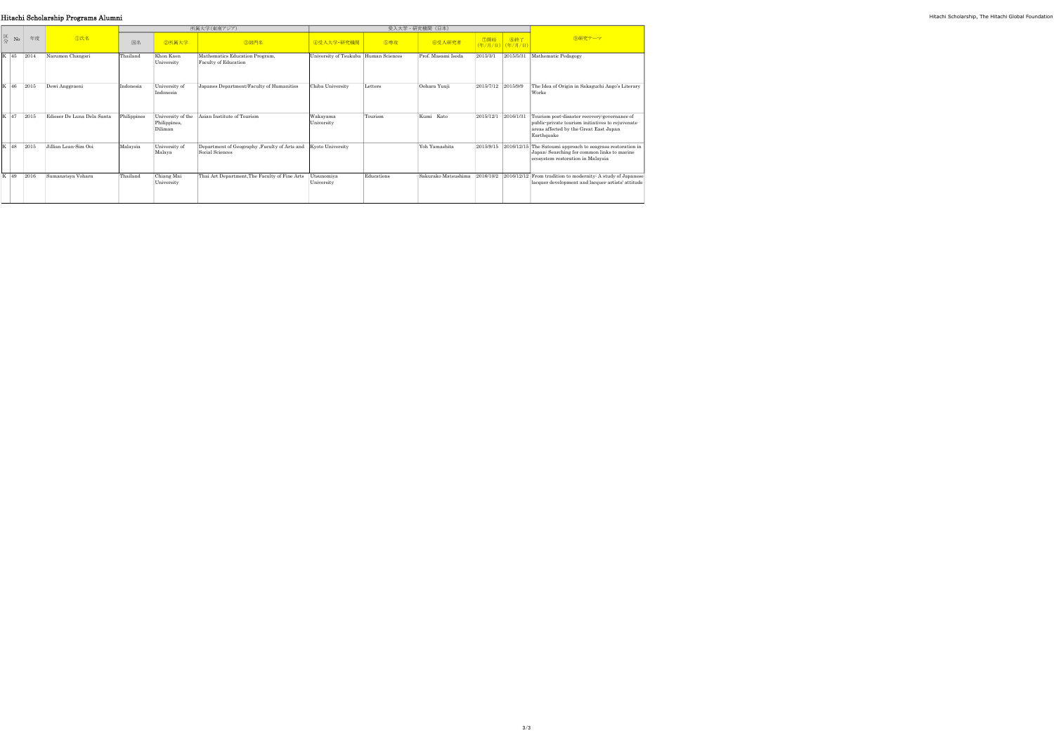# Hitachi Scholarship Programs Alumni

| 区分 | No | 年度 | ①氏名 | 所属大学(東南アジア) | | | 受入大学・研究機関（日本） | | | | | ⑨研究テーマ |
|---|---|---|---|---|---|---|---|---|---|---|---|---|
| | | | | 国名 | ②所属大学 | ③部門名 | ④受入大学・研究機関 | ⑤専攻 | ⑥受入研究者 | ⑦開始(年/月/日) | ⑧終了(年/月/日) | |
| K | 45 | 2014 | Narumon Changsri | Thailand | Khon Kaen University | Mathematics Education Program, Faculty of Education | University of Tsukuba | Human Sciences | Prof. Masami Isoda | 2015/3/1 | 2015/5/31 | Mathematic Pedagogy |
| K | 46 | 2015 | Dewi Anggraeni | Indonesia | University of Indonesia | Japanes Department/Faculty of Humanities | Chiba University | Letters | Oohara Yuuji | 2015/7/12 | 2015/9/9 | The Idea of Origin in Sakaguchi Ango's Literary Works |
| K | 47 | 2015 | Edieser De Luna Dela Santa | Philippines | University of the Philippines, Diliman | Asian Institute of Tourism | Wakayama University | Tourism | Kumi Kato | 2015/12/1 | 2016/1/31 | Tourism post-disaster recovery-governance of public-private tourism initiatives to rejuvenate areas affected by the Great East Japan Earthquake |
| K | 48 | 2015 | Jillian Lean-Sim Ooi | Malaysia | University of Malaya | Department of Geography ,Fuculty of Arts and Social Sciences | Kyoto University | | Yoh Yamashita | 2015/9/15 | 2016/12/15 | The Satoumi approach to seagrass restoration in Japan: Searching for common links to marine ecosystem restoration in Malaysia |
| K | 49 | 2016 | Sumanatsya Voharn | Thailand | Chiang Mai University | Thai Art Department,The Faculty of Fine Arts | Utsunomiya University | Educations | Sakurako Matsushima | 2016/10/2 | 2016/12/12 | From tradition to modernity: A study of Japanese lacquer development and lacquer artists' attitude |